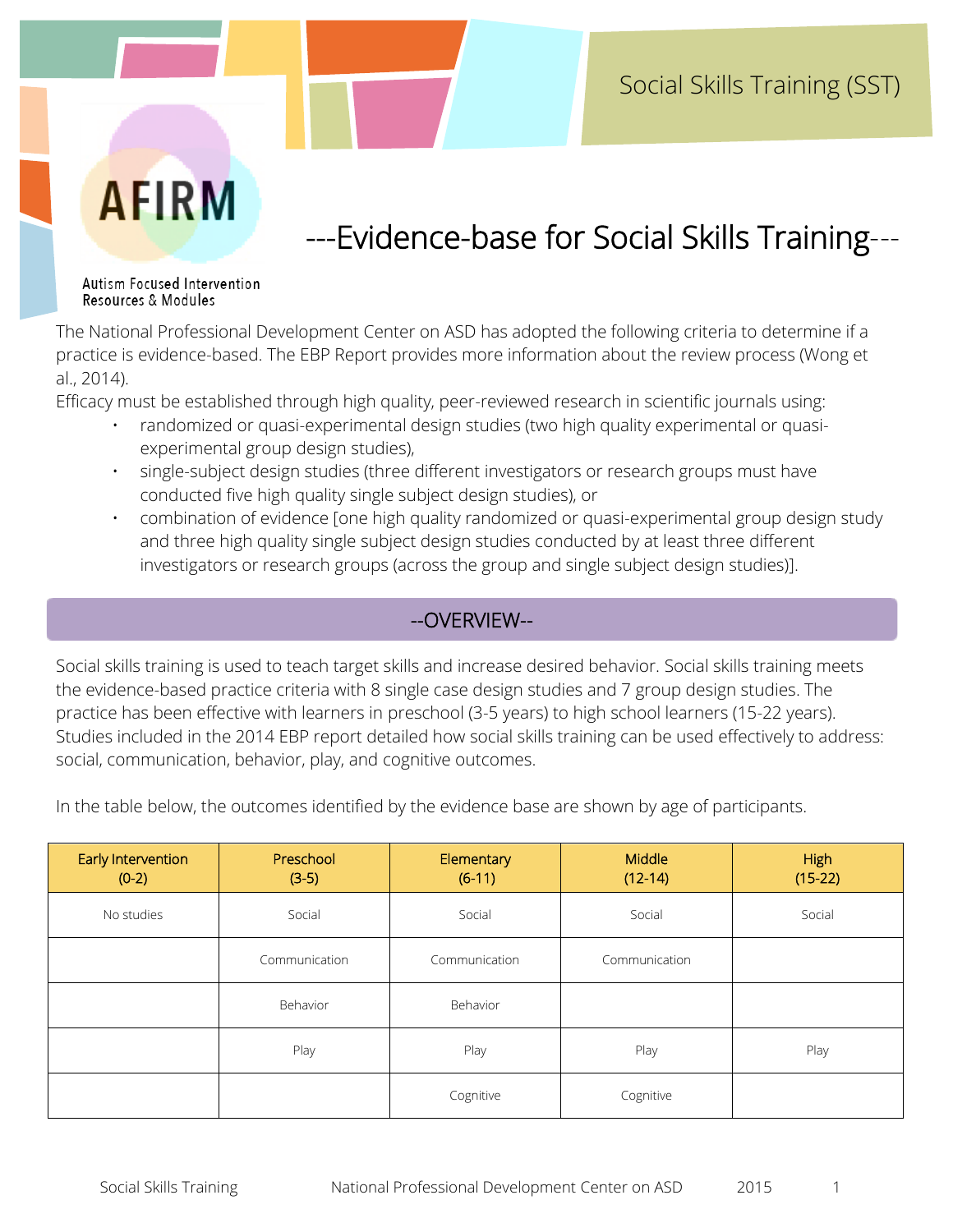Social Skills Training (SST)

AFIRM

Autism Focused Intervention Resources & Modules

# ---Evidence-base for Social Skills Training---

The National Professional Development Center on ASD has adopted the following criteria to determine if a practice is evidence-based. The EBP Report provides more information about the review process (Wong et al., 2014).

Efficacy must be established through high quality, peer-reviewed research in scientific journals using:

- randomized or quasi-experimental design studies (two high quality experimental or quasi-experimental group design studies),
- single-subject design studies (three different investigators or research groups must have conducted five high quality single subject design studies), or
- combination of evidence [one high quality randomized or quasi-experimental group design study and three high quality single subject design studies conducted by at least three different investigators or research groups (across the group and single subject design studies)].

## --OVERVIEW--

Social skills training is used to teach target skills and increase desired behavior. Social skills training meets the evidence-based practice criteria with 8 single case design studies and 7 group design studies. The practice has been effective with learners in preschool (3-5 years) to high school learners (15-22 years). Studies included in the 2014 EBP report detailed how social skills training can be used effectively to address: social, communication, behavior, play, and cognitive outcomes.

In the table below, the outcomes identified by the evidence base are shown by age of participants.

| Early Intervention (0-2) | Preschool (3-5) | Elementary (6-11) | Middle (12-14) | High (15-22) |
|---|---|---|---|---|
| No studies | Social | Social | Social | Social |
| | Communication | Communication | Communication | |
| | Behavior | Behavior | | |
| | Play | Play | Play | Play |
| | | Cognitive | Cognitive | |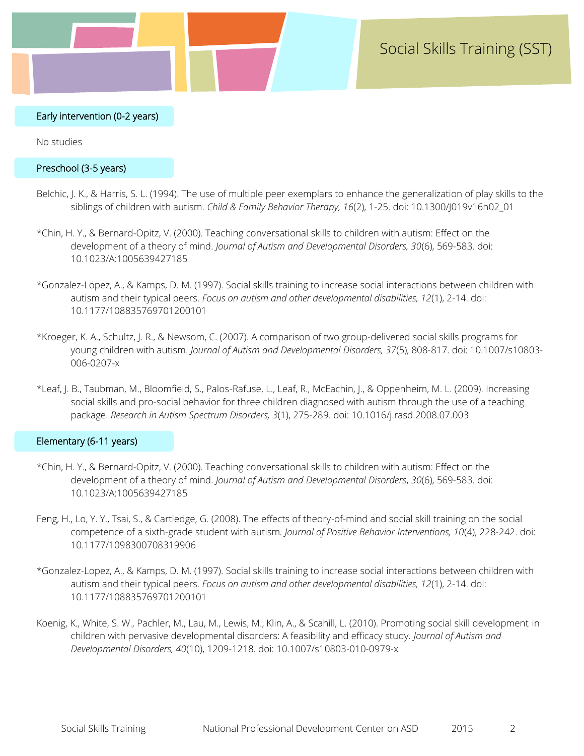# Social Skills Training (SST)

## Early intervention (0-2 years)

No studies

## Preschool (3-5 years)

Belchic, J. K., & Harris, S. L. (1994). The use of multiple peer exemplars to enhance the generalization of play skills to the siblings of children with autism. *Child & Family Behavior Therapy, 16*(2), 1-25. doi: 10.1300/J019v16n02_01

*Chin, H. Y., & Bernard-Opitz, V. (2000). Teaching conversational skills to children with autism: Effect on the development of a theory of mind. *Journal of Autism and Developmental Disorders, 30*(6), 569-583. doi: 10.1023/A:1005639427185

*Gonzalez-Lopez, A., & Kamps, D. M. (1997). Social skills training to increase social interactions between children with autism and their typical peers. *Focus on autism and other developmental disabilities, 12*(1), 2-14. doi: 10.1177/108835769701200101

*Kroeger, K. A., Schultz, J. R., & Newsom, C. (2007). A comparison of two group-delivered social skills programs for young children with autism. *Journal of Autism and Developmental Disorders, 37*(5), 808-817. doi: 10.1007/s10803-006-0207-x

*Leaf, J. B., Taubman, M., Bloomfield, S., Palos-Rafuse, L., Leaf, R., McEachin, J., & Oppenheim, M. L. (2009). Increasing social skills and pro-social behavior for three children diagnosed with autism through the use of a teaching package. *Research in Autism Spectrum Disorders, 3*(1), 275-289. doi: 10.1016/j.rasd.2008.07.003

## Elementary (6-11 years)

*Chin, H. Y., & Bernard-Opitz, V. (2000). Teaching conversational skills to children with autism: Effect on the development of a theory of mind. *Journal of Autism and Developmental Disorders*, *30*(6), 569-583. doi: 10.1023/A:1005639427185

Feng, H., Lo, Y. Y., Tsai, S., & Cartledge, G. (2008). The effects of theory-of-mind and social skill training on the social competence of a sixth-grade student with autism. *Journal of Positive Behavior Interventions, 10*(4), 228-242. doi: 10.1177/1098300708319906

*Gonzalez-Lopez, A., & Kamps, D. M. (1997). Social skills training to increase social interactions between children with autism and their typical peers. *Focus on autism and other developmental disabilities, 12*(1), 2-14. doi: 10.1177/108835769701200101

Koenig, K., White, S. W., Pachler, M., Lau, M., Lewis, M., Klin, A., & Scahill, L. (2010). Promoting social skill development in children with pervasive developmental disorders: A feasibility and efficacy study. *Journal of Autism and Developmental Disorders, 40*(10), 1209-1218. doi: 10.1007/s10803-010-0979-x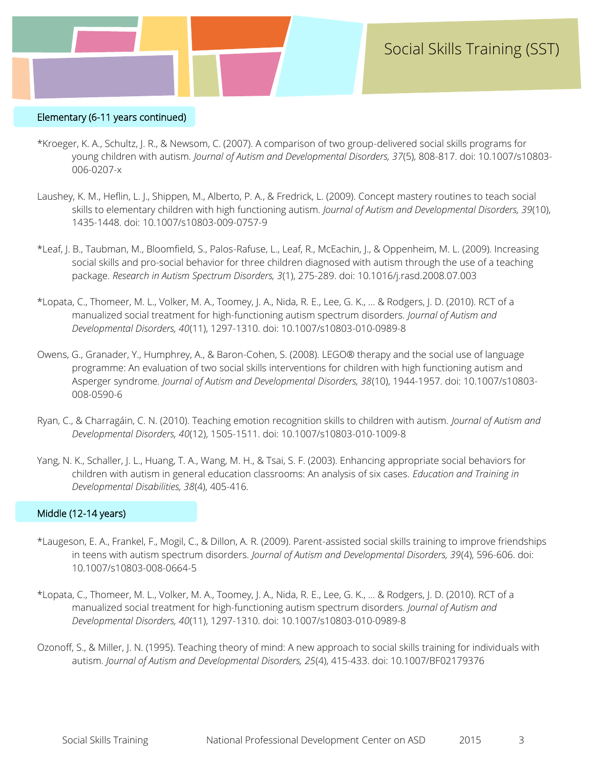## Elementary (6-11 years continued)

*Kroeger, K. A., Schultz, J. R., & Newsom, C. (2007). A comparison of two group-delivered social skills programs for young children with autism. *Journal of Autism and Developmental Disorders, 37*(5), 808-817. doi: 10.1007/s10803-006-0207-x

Laushey, K. M., Heflin, L. J., Shippen, M., Alberto, P. A., & Fredrick, L. (2009). Concept mastery routines to teach social skills to elementary children with high functioning autism. *Journal of Autism and Developmental Disorders, 39*(10), 1435-1448. doi: 10.1007/s10803-009-0757-9

*Leaf, J. B., Taubman, M., Bloomfield, S., Palos-Rafuse, L., Leaf, R., McEachin, J., & Oppenheim, M. L. (2009). Increasing social skills and pro-social behavior for three children diagnosed with autism through the use of a teaching package. *Research in Autism Spectrum Disorders, 3*(1), 275-289. doi: 10.1016/j.rasd.2008.07.003

*Lopata, C., Thomeer, M. L., Volker, M. A., Toomey, J. A., Nida, R. E., Lee, G. K., ... & Rodgers, J. D. (2010). RCT of a manualized social treatment for high-functioning autism spectrum disorders. *Journal of Autism and Developmental Disorders, 40*(11), 1297-1310. doi: 10.1007/s10803-010-0989-8

Owens, G., Granader, Y., Humphrey, A., & Baron-Cohen, S. (2008). LEGO® therapy and the social use of language programme: An evaluation of two social skills interventions for children with high functioning autism and Asperger syndrome. *Journal of Autism and Developmental Disorders, 38*(10), 1944-1957. doi: 10.1007/s10803-008-0590-6

Ryan, C., & Charragáin, C. N. (2010). Teaching emotion recognition skills to children with autism. *Journal of Autism and Developmental Disorders, 40*(12), 1505-1511. doi: 10.1007/s10803-010-1009-8

Yang, N. K., Schaller, J. L., Huang, T. A., Wang, M. H., & Tsai, S. F. (2003). Enhancing appropriate social behaviors for children with autism in general education classrooms: An analysis of six cases. *Education and Training in Developmental Disabilities, 38*(4), 405-416.

## Middle (12-14 years)

*Laugeson, E. A., Frankel, F., Mogil, C., & Dillon, A. R. (2009). Parent-assisted social skills training to improve friendships in teens with autism spectrum disorders. *Journal of Autism and Developmental Disorders, 39*(4), 596-606. doi: 10.1007/s10803-008-0664-5

*Lopata, C., Thomeer, M. L., Volker, M. A., Toomey, J. A., Nida, R. E., Lee, G. K., ... & Rodgers, J. D. (2010). RCT of a manualized social treatment for high-functioning autism spectrum disorders. *Journal of Autism and Developmental Disorders, 40*(11), 1297-1310. doi: 10.1007/s10803-010-0989-8

Ozonoff, S., & Miller, J. N. (1995). Teaching theory of mind: A new approach to social skills training for individuals with autism. *Journal of Autism and Developmental Disorders, 25*(4), 415-433. doi: 10.1007/BF02179376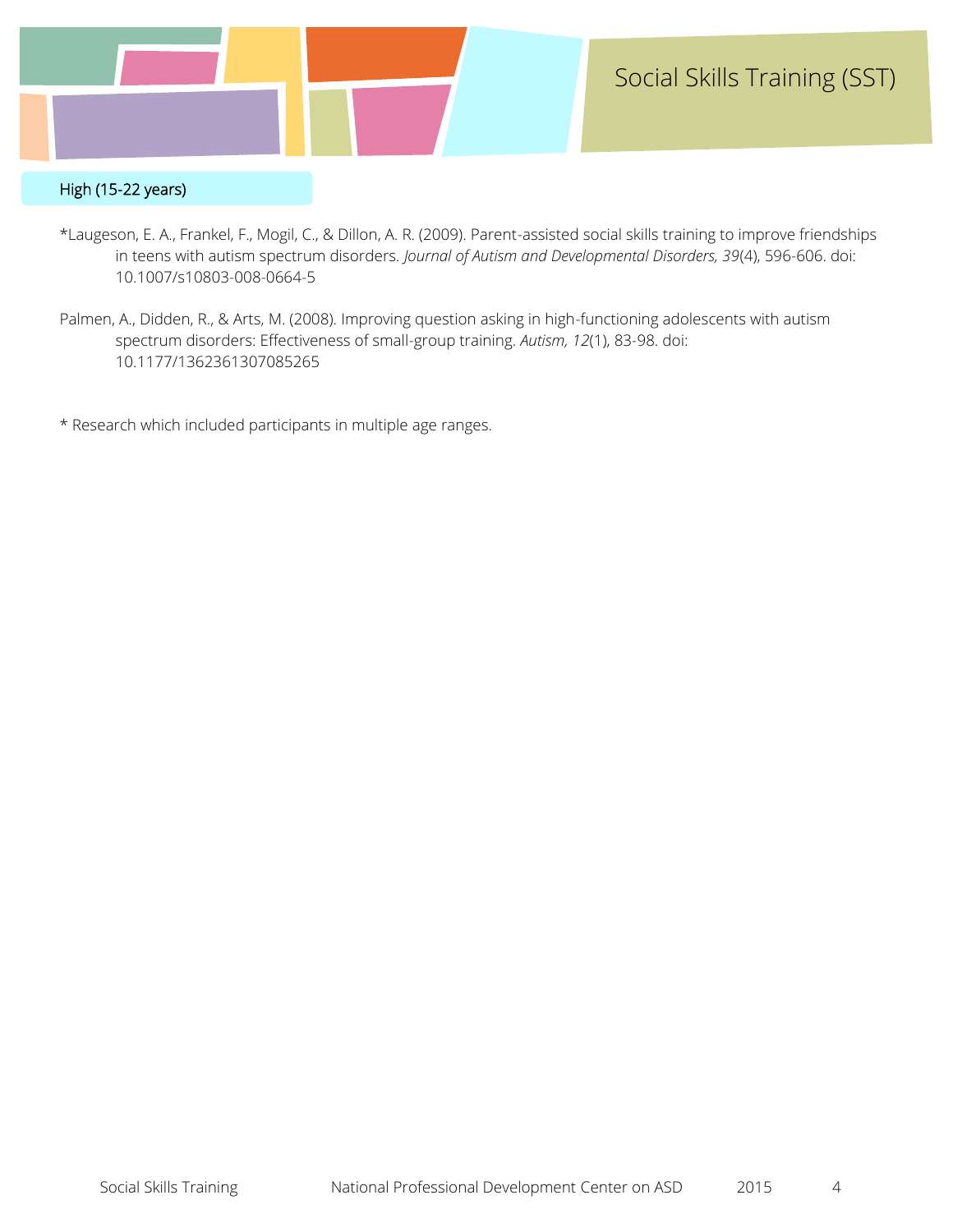# Social Skills Training (SST)

## High (15-22 years)

*Laugeson, E. A., Frankel, F., Mogil, C., & Dillon, A. R. (2009). Parent-assisted social skills training to improve friendships in teens with autism spectrum disorders. *Journal of Autism and Developmental Disorders, 39*(4), 596-606. doi: 10.1007/s10803-008-0664-5

Palmen, A., Didden, R., & Arts, M. (2008). Improving question asking in high-functioning adolescents with autism spectrum disorders: Effectiveness of small-group training. *Autism, 12*(1), 83-98. doi: 10.1177/1362361307085265

* Research which included participants in multiple age ranges.